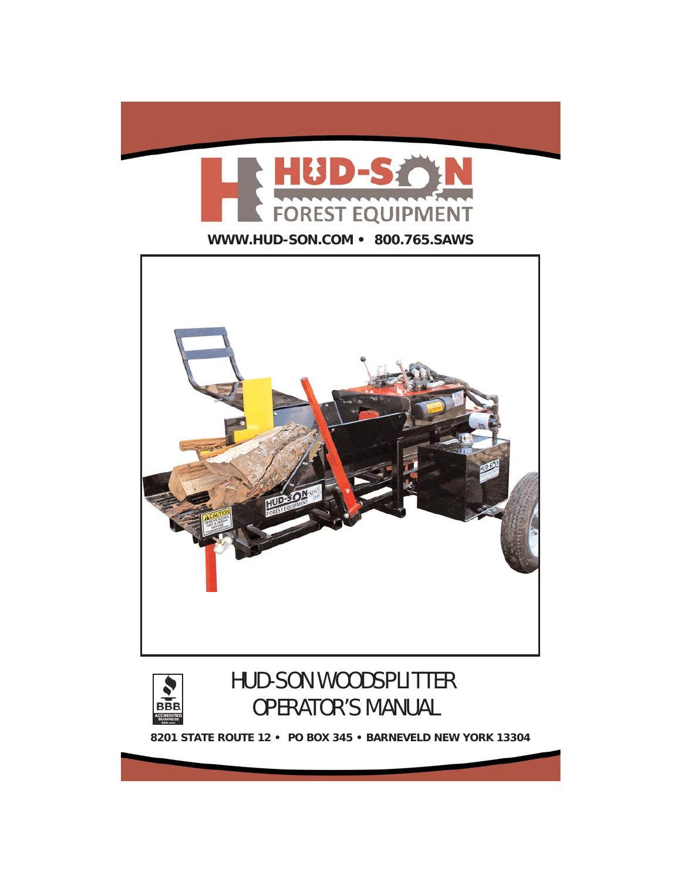# HUD-SON FOREST EQUIPMENT

**WWW.HUD-SON.COM • 800.765.SAWS**

# HUD-SON WOODSPLITTER OPERATOR'S MANUAL

**8201 STATE ROUTE 12 • PO BOX 345 • BARNEVELD NEW YORK 13304**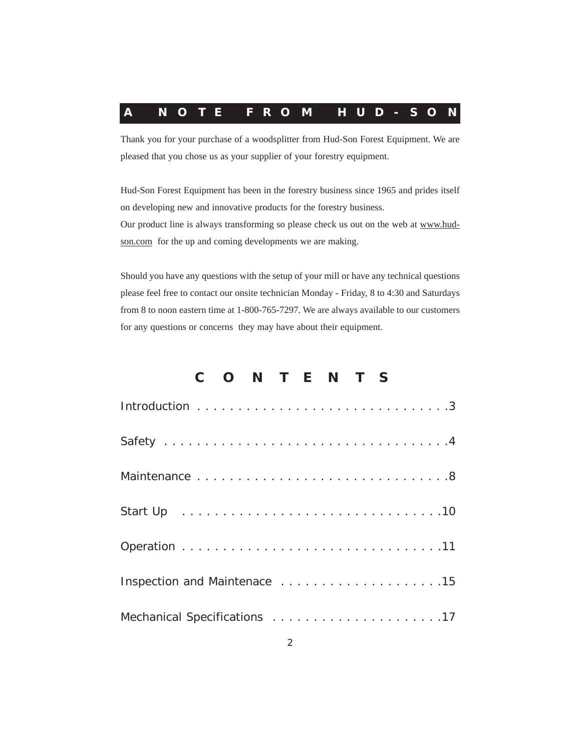## A NOTE FROM HUD-SON

Thank you for your purchase of a woodsplitter from Hud-Son Forest Equipment. We are pleased that you chose us as your supplier of your forestry equipment.

Hud-Son Forest Equipment has been in the forestry business since 1965 and prides itself on developing new and innovative products for the forestry business.
Our product line is always transforming so please check us out on the web at www.hud-son.com for the up and coming developments we are making.

Should you have any questions with the setup of your mill or have any technical questions please feel free to contact our onsite technician Monday - Friday, 8 to 4:30 and Saturdays from 8 to noon eastern time at 1-800-765-7297. We are always available to our customers for any questions or concerns they may have about their equipment.

## CONTENTS

Introduction . . . . . . . . . . . . . . . . . . . . . . . . . . . . . .3

Safety . . . . . . . . . . . . . . . . . . . . . . . . . . . . . . . . . .4

Maintenance . . . . . . . . . . . . . . . . . . . . . . . . . . . . . .8

Start Up . . . . . . . . . . . . . . . . . . . . . . . . . . . . . . .10

Operation . . . . . . . . . . . . . . . . . . . . . . . . . . . . . . .11

Inspection and Maintenace . . . . . . . . . . . . . . . . . . .15

Mechanical Specifications . . . . . . . . . . . . . . . . . . . .17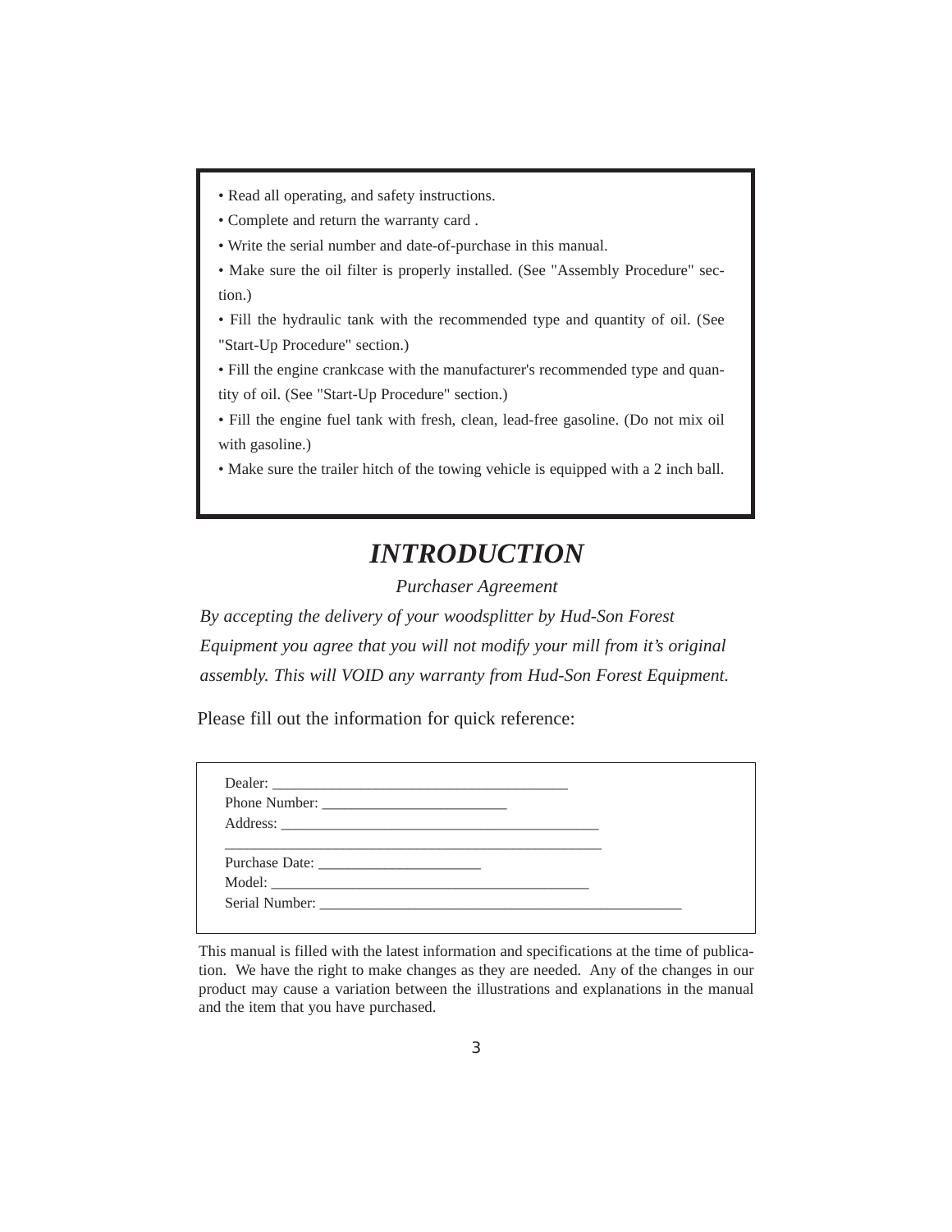- Read all operating, and safety instructions.
- Complete and return the warranty card .
- Write the serial number and date-of-purchase in this manual.
- Make sure the oil filter is properly installed. (See "Assembly Procedure" section.)
- Fill the hydraulic tank with the recommended type and quantity of oil. (See "Start-Up Procedure" section.)
- Fill the engine crankcase with the manufacturer's recommended type and quantity of oil. (See "Start-Up Procedure" section.)
- Fill the engine fuel tank with fresh, clean, lead-free gasoline. (Do not mix oil with gasoline.)
- Make sure the trailer hitch of the towing vehicle is equipped with a 2 inch ball.

# *INTRODUCTION*

*Purchaser Agreement*

*By accepting the delivery of your woodsplitter by Hud-Son Forest Equipment you agree that you will not modify your mill from it's original assembly. This will VOID any warranty from Hud-Son Forest Equipment.*

Please fill out the information for quick reference:

Dealer: _______________________________________

Phone Number: _________________________

Address: ___________________________________________

__________________________________________________

Purchase Date: ______________________

Model: ___________________________________________

Serial Number: _________________________________________________

This manual is filled with the latest information and specifications at the time of publication. We have the right to make changes as they are needed. Any of the changes in our product may cause a variation between the illustrations and explanations in the manual and the item that you have purchased.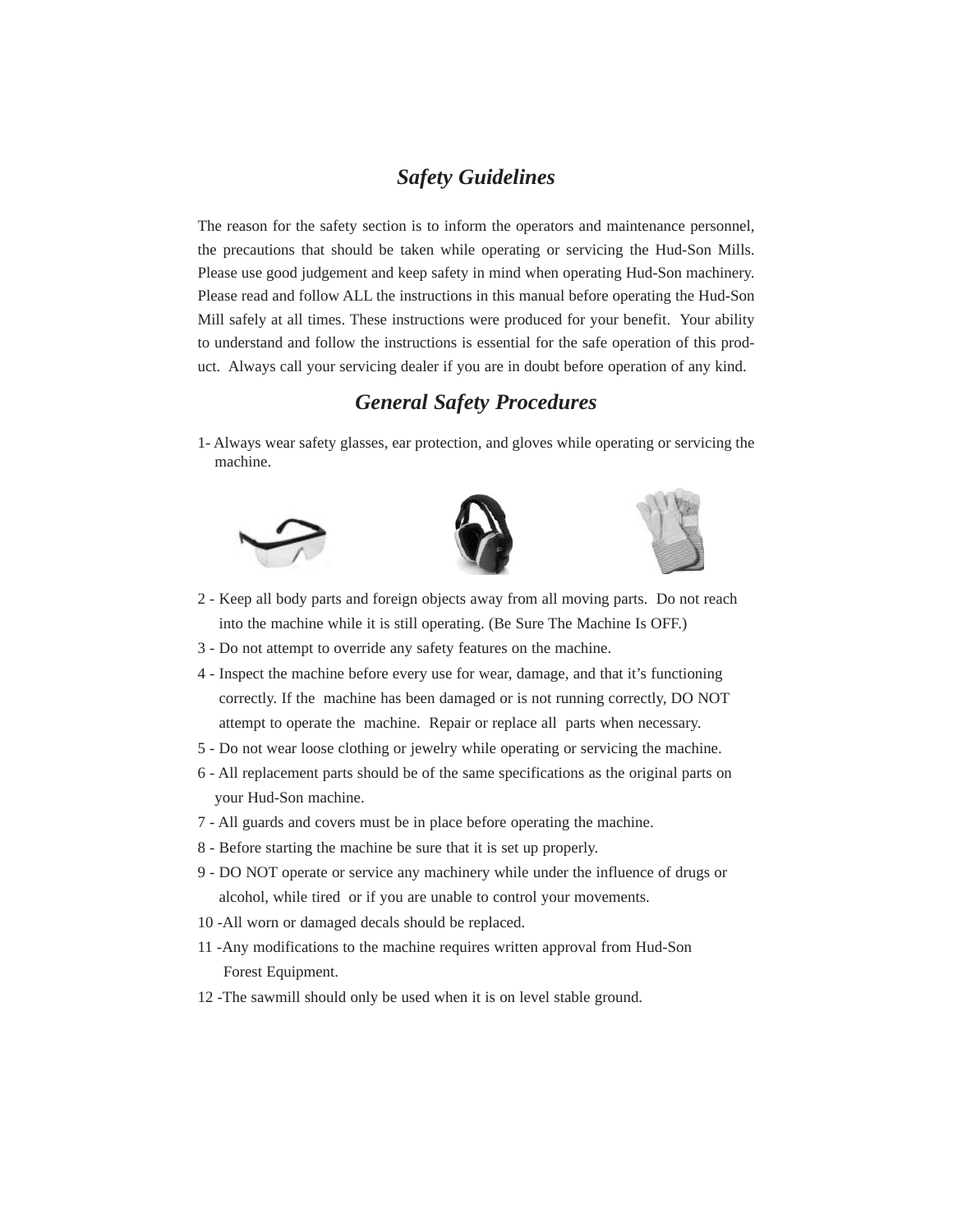## *Safety Guidelines*

The reason for the safety section is to inform the operators and maintenance personnel, the precautions that should be taken while operating or servicing the Hud-Son Mills. Please use good judgement and keep safety in mind when operating Hud-Son machinery. Please read and follow ALL the instructions in this manual before operating the Hud-Son Mill safely at all times. These instructions were produced for your benefit. Your ability to understand and follow the instructions is essential for the safe operation of this product. Always call your servicing dealer if you are in doubt before operation of any kind.

## *General Safety Procedures*

1- Always wear safety glasses, ear protection, and gloves while operating or servicing the machine.

2 - Keep all body parts and foreign objects away from all moving parts. Do not reach into the machine while it is still operating. (Be Sure The Machine Is OFF.)

3 - Do not attempt to override any safety features on the machine.

4 - Inspect the machine before every use for wear, damage, and that it's functioning correctly. If the machine has been damaged or is not running correctly, DO NOT attempt to operate the machine. Repair or replace all parts when necessary.

5 - Do not wear loose clothing or jewelry while operating or servicing the machine.

6 - All replacement parts should be of the same specifications as the original parts on your Hud-Son machine.

7 - All guards and covers must be in place before operating the machine.

8 - Before starting the machine be sure that it is set up properly.

9 - DO NOT operate or service any machinery while under the influence of drugs or alcohol, while tired or if you are unable to control your movements.

10 -All worn or damaged decals should be replaced.

11 -Any modifications to the machine requires written approval from Hud-Son Forest Equipment.

12 -The sawmill should only be used when it is on level stable ground.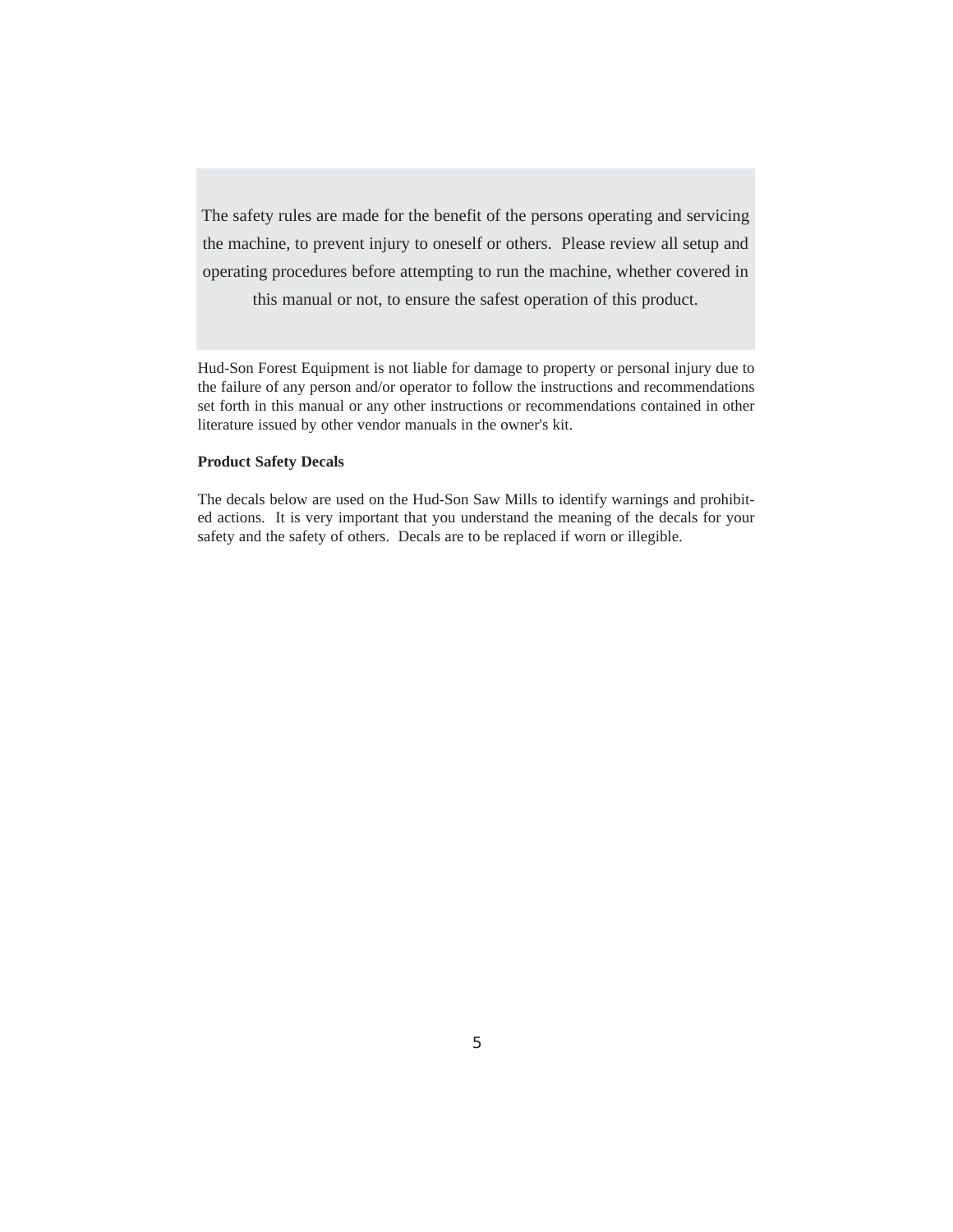The safety rules are made for the benefit of the persons operating and servicing the machine, to prevent injury to oneself or others. Please review all setup and operating procedures before attempting to run the machine, whether covered in this manual or not, to ensure the safest operation of this product.

Hud-Son Forest Equipment is not liable for damage to property or personal injury due to the failure of any person and/or operator to follow the instructions and recommendations set forth in this manual or any other instructions or recommendations contained in other literature issued by other vendor manuals in the owner's kit.

**Product Safety Decals**

The decals below are used on the Hud-Son Saw Mills to identify warnings and prohibited actions. It is very important that you understand the meaning of the decals for your safety and the safety of others. Decals are to be replaced if worn or illegible.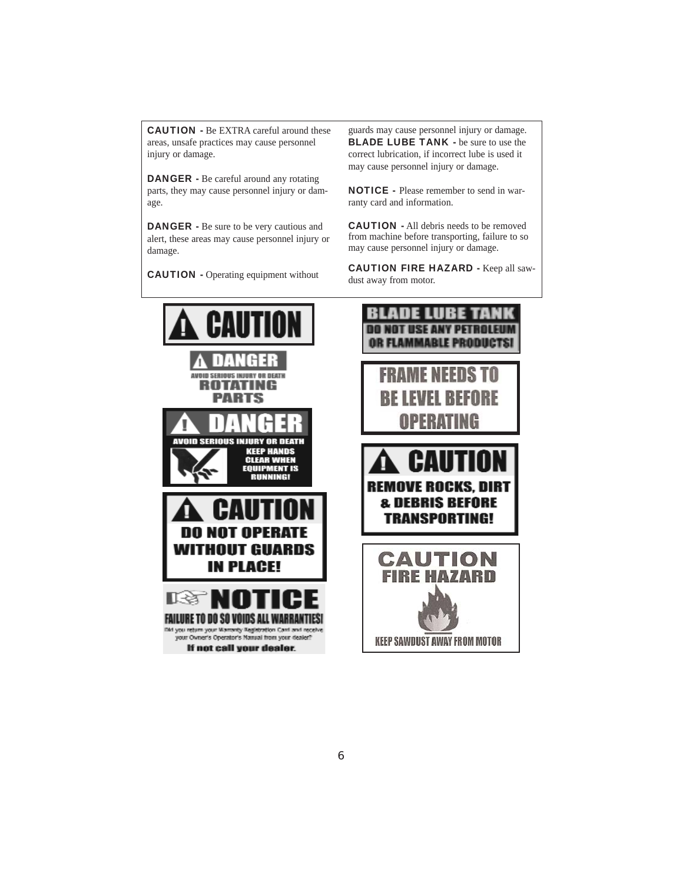**CAUTION -** Be EXTRA careful around these areas, unsafe practices may cause personnel injury or damage.

**DANGER -** Be careful around any rotating parts, they may cause personnel injury or damage.

**DANGER -** Be sure to be very cautious and alert, these areas may cause personnel injury or damage.

**CAUTION -** Operating equipment without guards may cause personnel injury or damage.

**BLADE LUBE TANK -** be sure to use the correct lubrication, if incorrect lube is used it may cause personnel injury or damage.

**NOTICE -** Please remember to send in warranty card and information.

**CAUTION -** All debris needs to be removed from machine before transporting, failure to so may cause personnel injury or damage.

**CAUTION FIRE HAZARD -** Keep all sawdust away from motor.

**CAUTION**

**DANGER**
AVOID SERIOUS INJURY OR DEATH
ROTATING PARTS

**DANGER**
AVOID SERIOUS INJURY OR DEATH
KEEP HANDS CLEAR WHEN EQUIPMENT IS RUNNING!

**CAUTION**
DO NOT OPERATE WITHOUT GUARDS IN PLACE!

**NOTICE**
FAILURE TO DO SO VOIDS ALL WARRANTIES!
Did you return your Warranty Registration Card and receive your Owner's Operator's Manual from your dealer?
If not call your dealer.

**BLADE LUBE TANK**
DO NOT USE ANY PETROLEUM OR FLAMMABLE PRODUCTS!

FRAME NEEDS TO BE LEVEL BEFORE OPERATING

**CAUTION**
REMOVE ROCKS, DIRT & DEBRIS BEFORE TRANSPORTING!

**CAUTION**
FIRE HAZARD
KEEP SAWDUST AWAY FROM MOTOR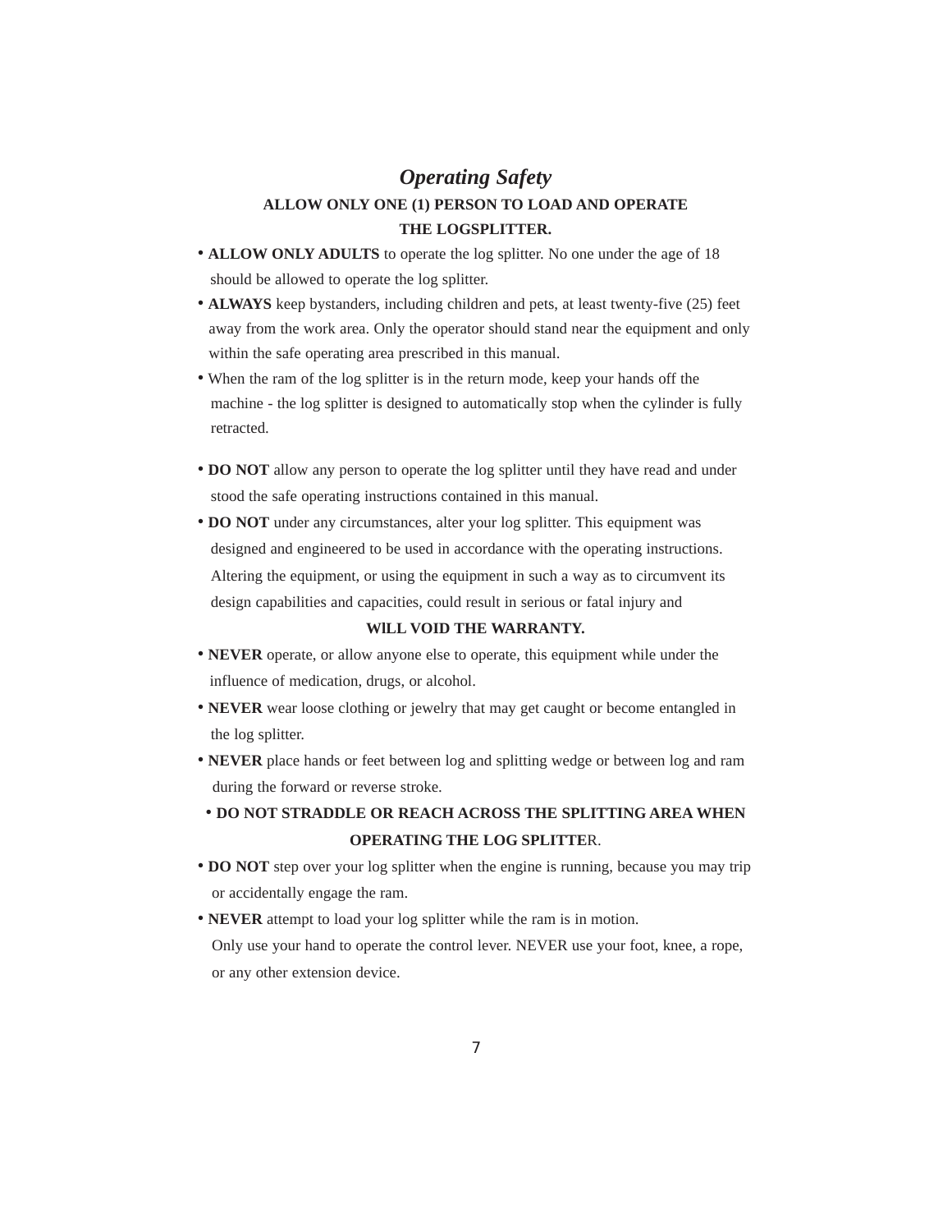## *Operating Safety*

**ALLOW ONLY ONE (1) PERSON TO LOAD AND OPERATE THE LOGSPLITTER.**

- **ALLOW ONLY ADULTS** to operate the log splitter. No one under the age of 18 should be allowed to operate the log splitter.
- **ALWAYS** keep bystanders, including children and pets, at least twenty-five (25) feet away from the work area. Only the operator should stand near the equipment and only within the safe operating area prescribed in this manual.
- When the ram of the log splitter is in the return mode, keep your hands off the machine - the log splitter is designed to automatically stop when the cylinder is fully retracted.

- **DO NOT** allow any person to operate the log splitter until they have read and under stood the safe operating instructions contained in this manual.
- **DO NOT** under any circumstances, alter your log splitter. This equipment was designed and engineered to be used in accordance with the operating instructions. Altering the equipment, or using the equipment in such a way as to circumvent its design capabilities and capacities, could result in serious or fatal injury and **WlLL VOID THE WARRANTY.**
- **NEVER** operate, or allow anyone else to operate, this equipment while under the influence of medication, drugs, or alcohol.
- **NEVER** wear loose clothing or jewelry that may get caught or become entangled in the log splitter.
- **NEVER** place hands or feet between log and splitting wedge or between log and ram during the forward or reverse stroke.
- **DO NOT STRADDLE OR REACH ACROSS THE SPLITTING AREA WHEN OPERATING THE LOG SPLITTE**R.
- **DO NOT** step over your log splitter when the engine is running, because you may trip or accidentally engage the ram.
- **NEVER** attempt to load your log splitter while the ram is in motion.
  Only use your hand to operate the control lever. NEVER use your foot, knee, a rope, or any other extension device.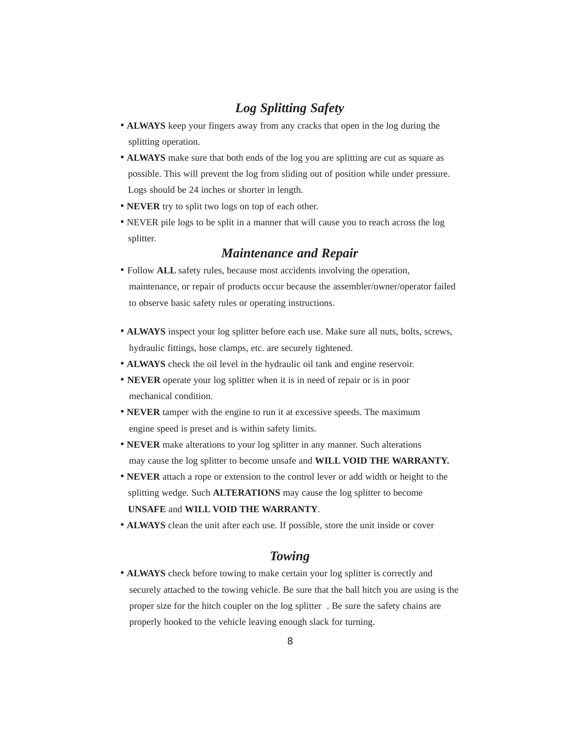## *Log Splitting Safety*

- **ALWAYS** keep your fingers away from any cracks that open in the log during the splitting operation.
- **ALWAYS** make sure that both ends of the log you are splitting are cut as square as possible. This will prevent the log from sliding out of position while under pressure. Logs should be 24 inches or shorter in length.
- **NEVER** try to split two logs on top of each other.
- NEVER pile logs to be split in a manner that will cause you to reach across the log splitter.

## *Maintenance and Repair*

- Follow **ALL** safety rules, because most accidents involving the operation, maintenance, or repair of products occur because the assembler/owner/operator failed to observe basic safety rules or operating instructions.

- **ALWAYS** inspect your log splitter before each use. Make sure all nuts, bolts, screws, hydraulic fittings, hose clamps, etc. are securely tightened.
- **ALWAYS** check the oil level in the hydraulic oil tank and engine reservoir.
- **NEVER** operate your log splitter when it is in need of repair or is in poor mechanical condition.
- **NEVER** tamper with the engine to run it at excessive speeds. The maximum engine speed is preset and is within safety limits.
- **NEVER** make alterations to your log splitter in any manner. Such alterations may cause the log splitter to become unsafe and **WILL VOID THE WARRANTY.**
- **NEVER** attach a rope or extension to the control lever or add width or height to the splitting wedge. Such **ALTERATIONS** may cause the log splitter to become **UNSAFE** and **WILL VOID THE WARRANTY**.
- **ALWAYS** clean the unit after each use. If possible, store the unit inside or cover

## *Towing*

- **ALWAYS** check before towing to make certain your log splitter is correctly and securely attached to the towing vehicle. Be sure that the ball hitch you are using is the proper size for the hitch coupler on the log splitter . Be sure the safety chains are properly hooked to the vehicle leaving enough slack for turning.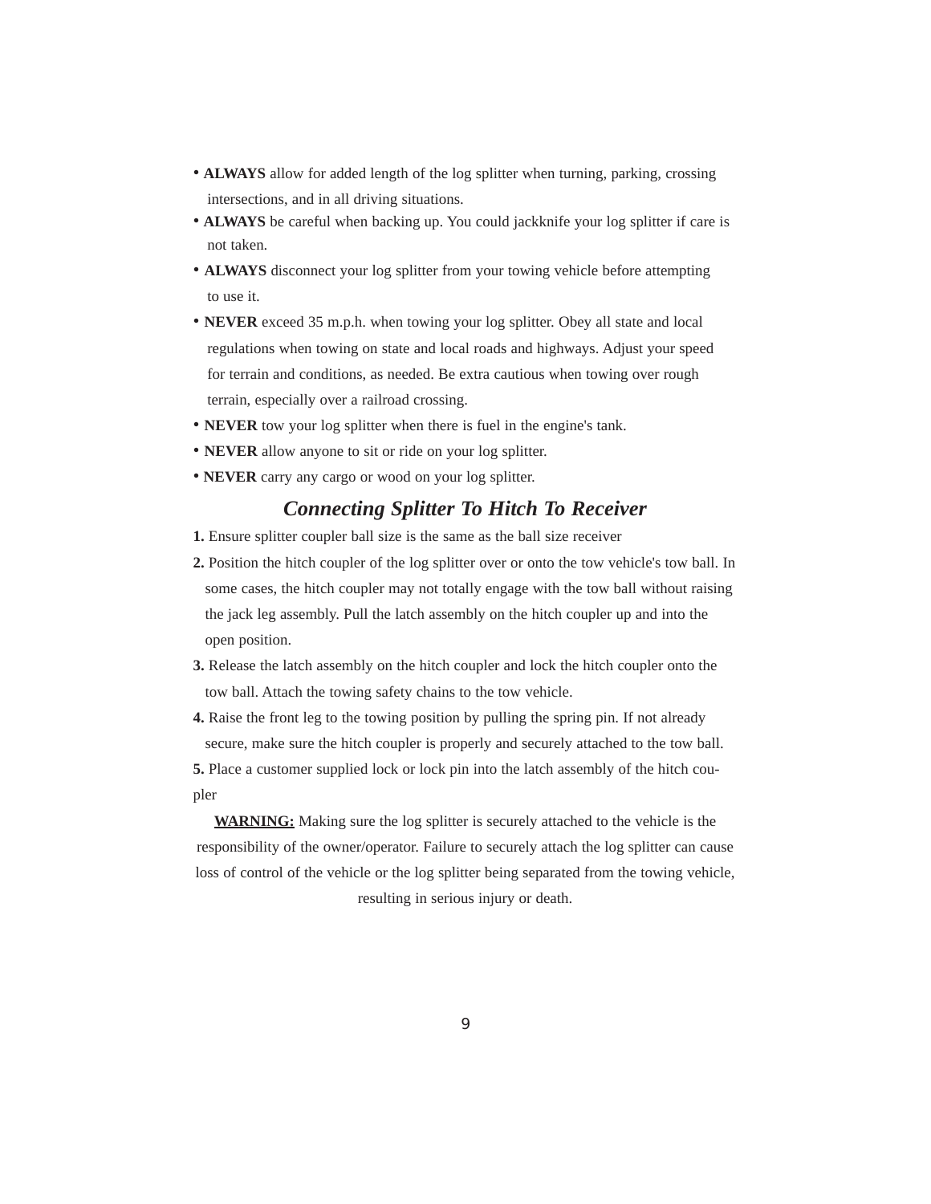- **ALWAYS** allow for added length of the log splitter when turning, parking, crossing intersections, and in all driving situations.
- **ALWAYS** be careful when backing up. You could jackknife your log splitter if care is not taken.
- **ALWAYS** disconnect your log splitter from your towing vehicle before attempting to use it.
- **NEVER** exceed 35 m.p.h. when towing your log splitter. Obey all state and local regulations when towing on state and local roads and highways. Adjust your speed for terrain and conditions, as needed. Be extra cautious when towing over rough terrain, especially over a railroad crossing.
- **NEVER** tow your log splitter when there is fuel in the engine's tank.
- **NEVER** allow anyone to sit or ride on your log splitter.
- **NEVER** carry any cargo or wood on your log splitter.

## *Connecting Splitter To Hitch To Receiver*

**1.** Ensure splitter coupler ball size is the same as the ball size receiver

**2.** Position the hitch coupler of the log splitter over or onto the tow vehicle's tow ball. In some cases, the hitch coupler may not totally engage with the tow ball without raising the jack leg assembly. Pull the latch assembly on the hitch coupler up and into the open position.

**3.** Release the latch assembly on the hitch coupler and lock the hitch coupler onto the tow ball. Attach the towing safety chains to the tow vehicle.

**4.** Raise the front leg to the towing position by pulling the spring pin. If not already secure, make sure the hitch coupler is properly and securely attached to the tow ball.

**5.** Place a customer supplied lock or lock pin into the latch assembly of the hitch coupler

**<u>WARNING:</u>** Making sure the log splitter is securely attached to the vehicle is the responsibility of the owner/operator. Failure to securely attach the log splitter can cause loss of control of the vehicle or the log splitter being separated from the towing vehicle, resulting in serious injury or death.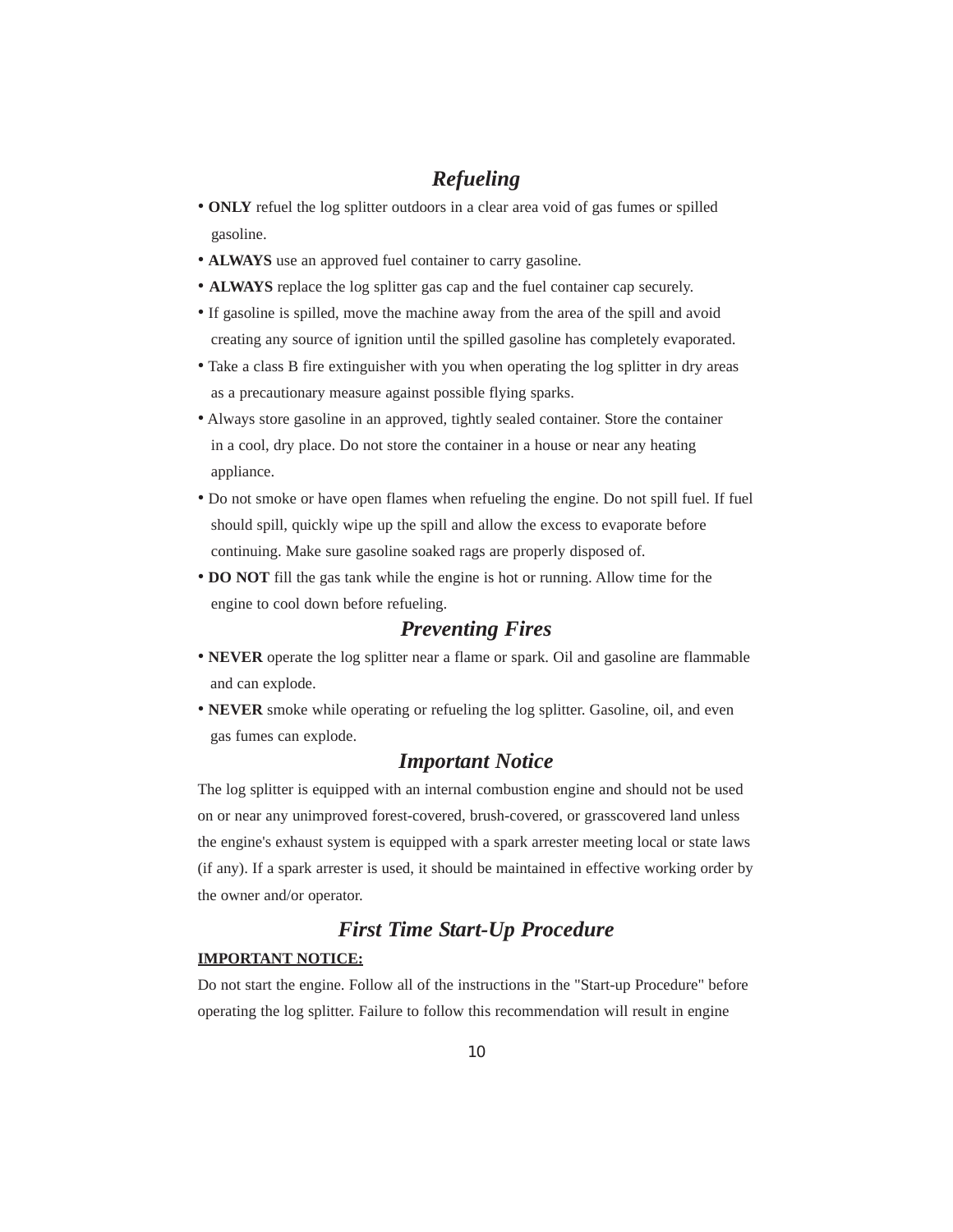## *Refueling*

- **ONLY** refuel the log splitter outdoors in a clear area void of gas fumes or spilled gasoline.
- **ALWAYS** use an approved fuel container to carry gasoline.
- **ALWAYS** replace the log splitter gas cap and the fuel container cap securely.
- If gasoline is spilled, move the machine away from the area of the spill and avoid creating any source of ignition until the spilled gasoline has completely evaporated.
- Take a class B fire extinguisher with you when operating the log splitter in dry areas as a precautionary measure against possible flying sparks.
- Always store gasoline in an approved, tightly sealed container. Store the container in a cool, dry place. Do not store the container in a house or near any heating appliance.
- Do not smoke or have open flames when refueling the engine. Do not spill fuel. If fuel should spill, quickly wipe up the spill and allow the excess to evaporate before continuing. Make sure gasoline soaked rags are properly disposed of.
- **DO NOT** fill the gas tank while the engine is hot or running. Allow time for the engine to cool down before refueling.

## *Preventing Fires*

- **NEVER** operate the log splitter near a flame or spark. Oil and gasoline are flammable and can explode.
- **NEVER** smoke while operating or refueling the log splitter. Gasoline, oil, and even gas fumes can explode.

## *Important Notice*

The log splitter is equipped with an internal combustion engine and should not be used on or near any unimproved forest-covered, brush-covered, or grasscovered land unless the engine's exhaust system is equipped with a spark arrester meeting local or state laws (if any). If a spark arrester is used, it should be maintained in effective working order by the owner and/or operator.

## *First Time Start-Up Procedure*

**IMPORTANT NOTICE:**

Do not start the engine. Follow all of the instructions in the "Start-up Procedure" before operating the log splitter. Failure to follow this recommendation will result in engine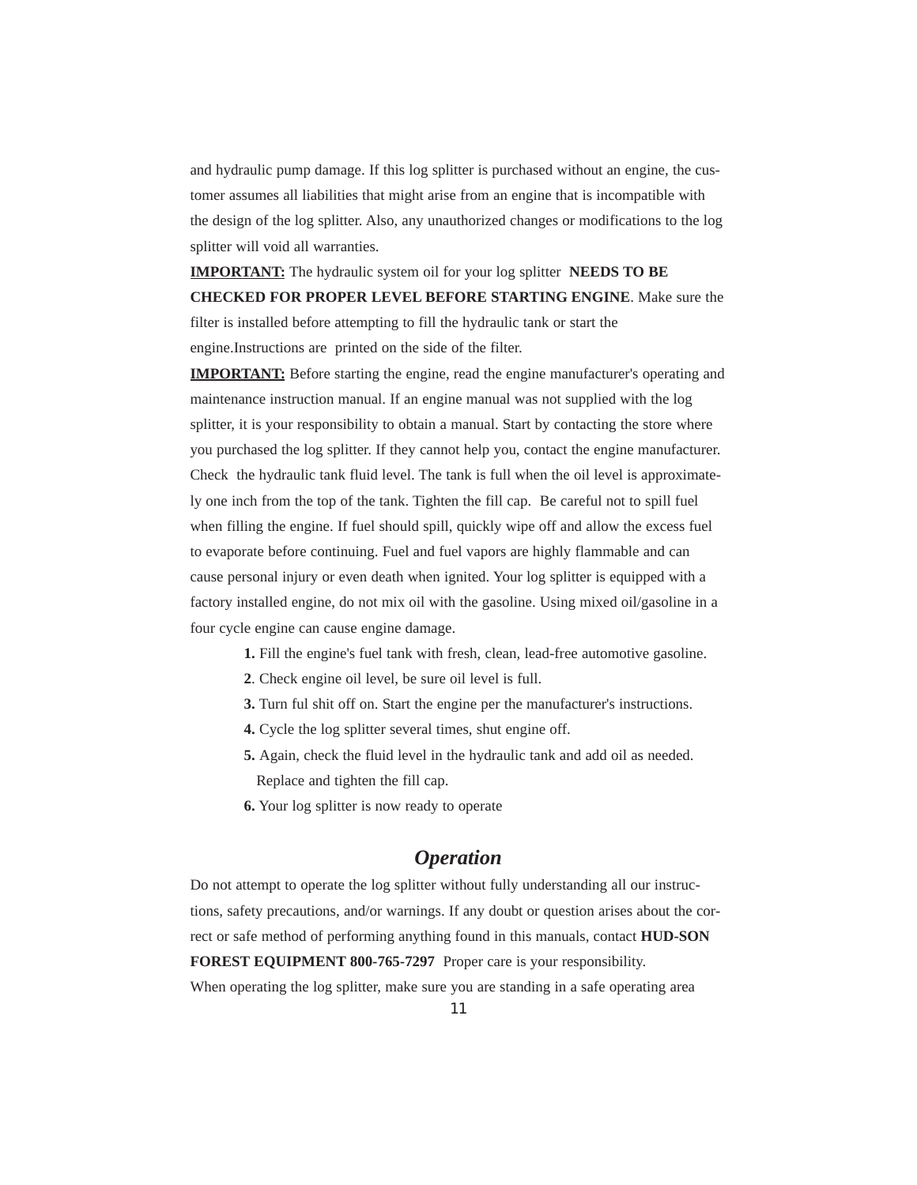and hydraulic pump damage. If this log splitter is purchased without an engine, the customer assumes all liabilities that might arise from an engine that is incompatible with the design of the log splitter. Also, any unauthorized changes or modifications to the log splitter will void all warranties.

**IMPORTANT:** The hydraulic system oil for your log splitter **NEEDS TO BE CHECKED FOR PROPER LEVEL BEFORE STARTING ENGINE**. Make sure the filter is installed before attempting to fill the hydraulic tank or start the engine.Instructions are printed on the side of the filter.

**IMPORTANT:** Before starting the engine, read the engine manufacturer's operating and maintenance instruction manual. If an engine manual was not supplied with the log splitter, it is your responsibility to obtain a manual. Start by contacting the store where you purchased the log splitter. If they cannot help you, contact the engine manufacturer. Check the hydraulic tank fluid level. The tank is full when the oil level is approximately one inch from the top of the tank. Tighten the fill cap. Be careful not to spill fuel when filling the engine. If fuel should spill, quickly wipe off and allow the excess fuel to evaporate before continuing. Fuel and fuel vapors are highly flammable and can cause personal injury or even death when ignited. Your log splitter is equipped with a factory installed engine, do not mix oil with the gasoline. Using mixed oil/gasoline in a four cycle engine can cause engine damage.

**1.** Fill the engine's fuel tank with fresh, clean, lead-free automotive gasoline.

**2**. Check engine oil level, be sure oil level is full.

**3.** Turn ful shit off on. Start the engine per the manufacturer's instructions.

**4.** Cycle the log splitter several times, shut engine off.

**5.** Again, check the fluid level in the hydraulic tank and add oil as needed. Replace and tighten the fill cap.

**6.** Your log splitter is now ready to operate

## *Operation*

Do not attempt to operate the log splitter without fully understanding all our instructions, safety precautions, and/or warnings. If any doubt or question arises about the correct or safe method of performing anything found in this manuals, contact **HUD-SON FOREST EQUIPMENT 800-765-7297** Proper care is your responsibility.

When operating the log splitter, make sure you are standing in a safe operating area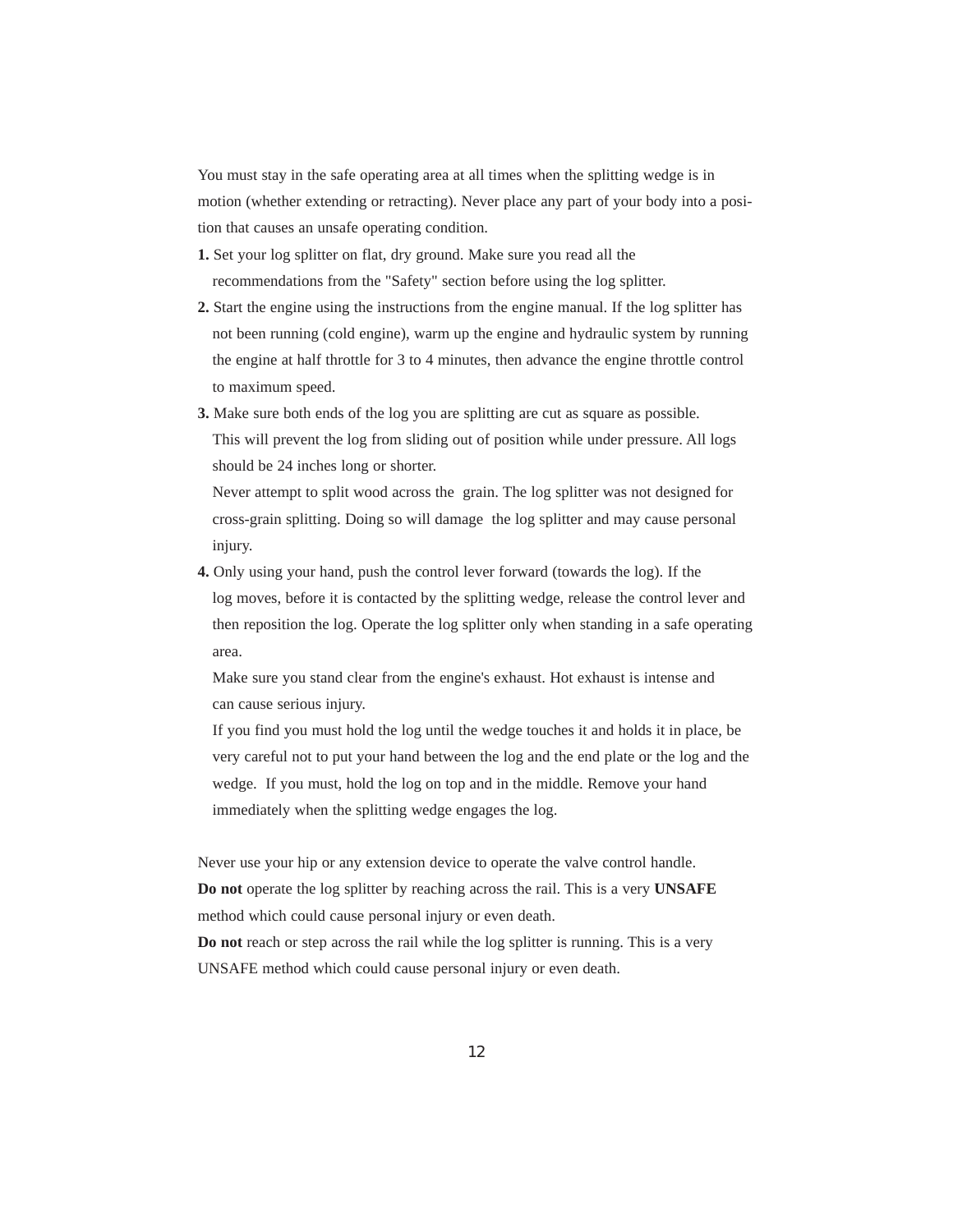You must stay in the safe operating area at all times when the splitting wedge is in motion (whether extending or retracting). Never place any part of your body into a position that causes an unsafe operating condition.

**1.** Set your log splitter on flat, dry ground. Make sure you read all the recommendations from the "Safety" section before using the log splitter.

**2.** Start the engine using the instructions from the engine manual. If the log splitter has not been running (cold engine), warm up the engine and hydraulic system by running the engine at half throttle for 3 to 4 minutes, then advance the engine throttle control to maximum speed.

**3.** Make sure both ends of the log you are splitting are cut as square as possible. This will prevent the log from sliding out of position while under pressure. All logs should be 24 inches long or shorter.

Never attempt to split wood across the grain. The log splitter was not designed for cross-grain splitting. Doing so will damage the log splitter and may cause personal injury.

**4.** Only using your hand, push the control lever forward (towards the log). If the log moves, before it is contacted by the splitting wedge, release the control lever and then reposition the log. Operate the log splitter only when standing in a safe operating area.

Make sure you stand clear from the engine's exhaust. Hot exhaust is intense and can cause serious injury.

If you find you must hold the log until the wedge touches it and holds it in place, be very careful not to put your hand between the log and the end plate or the log and the wedge. If you must, hold the log on top and in the middle. Remove your hand immediately when the splitting wedge engages the log.

Never use your hip or any extension device to operate the valve control handle.

**Do not** operate the log splitter by reaching across the rail. This is a very **UNSAFE** method which could cause personal injury or even death.

**Do not** reach or step across the rail while the log splitter is running. This is a very UNSAFE method which could cause personal injury or even death.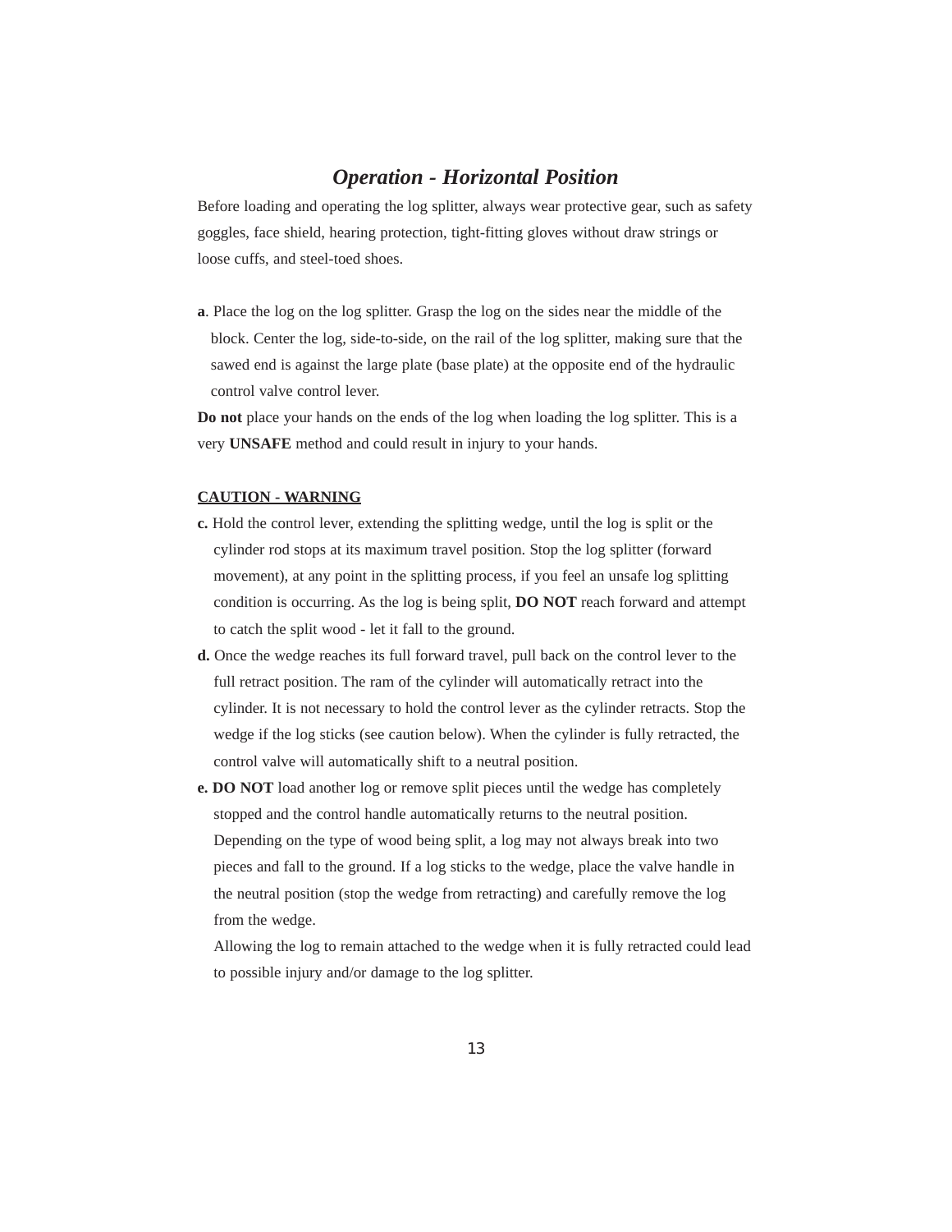## *Operation - Horizontal Position*

Before loading and operating the log splitter, always wear protective gear, such as safety goggles, face shield, hearing protection, tight-fitting gloves without draw strings or loose cuffs, and steel-toed shoes.

**a**. Place the log on the log splitter. Grasp the log on the sides near the middle of the block. Center the log, side-to-side, on the rail of the log splitter, making sure that the sawed end is against the large plate (base plate) at the opposite end of the hydraulic control valve control lever.

**Do not** place your hands on the ends of the log when loading the log splitter. This is a very **UNSAFE** method and could result in injury to your hands.

**<u>CAUTION - WARNING</u>**

**c.** Hold the control lever, extending the splitting wedge, until the log is split or the cylinder rod stops at its maximum travel position. Stop the log splitter (forward movement), at any point in the splitting process, if you feel an unsafe log splitting condition is occurring. As the log is being split, **DO NOT** reach forward and attempt to catch the split wood - let it fall to the ground.

**d.** Once the wedge reaches its full forward travel, pull back on the control lever to the full retract position. The ram of the cylinder will automatically retract into the cylinder. It is not necessary to hold the control lever as the cylinder retracts. Stop the wedge if the log sticks (see caution below). When the cylinder is fully retracted, the control valve will automatically shift to a neutral position.

**e. DO NOT** load another log or remove split pieces until the wedge has completely stopped and the control handle automatically returns to the neutral position. Depending on the type of wood being split, a log may not always break into two pieces and fall to the ground. If a log sticks to the wedge, place the valve handle in the neutral position (stop the wedge from retracting) and carefully remove the log from the wedge.

Allowing the log to remain attached to the wedge when it is fully retracted could lead to possible injury and/or damage to the log splitter.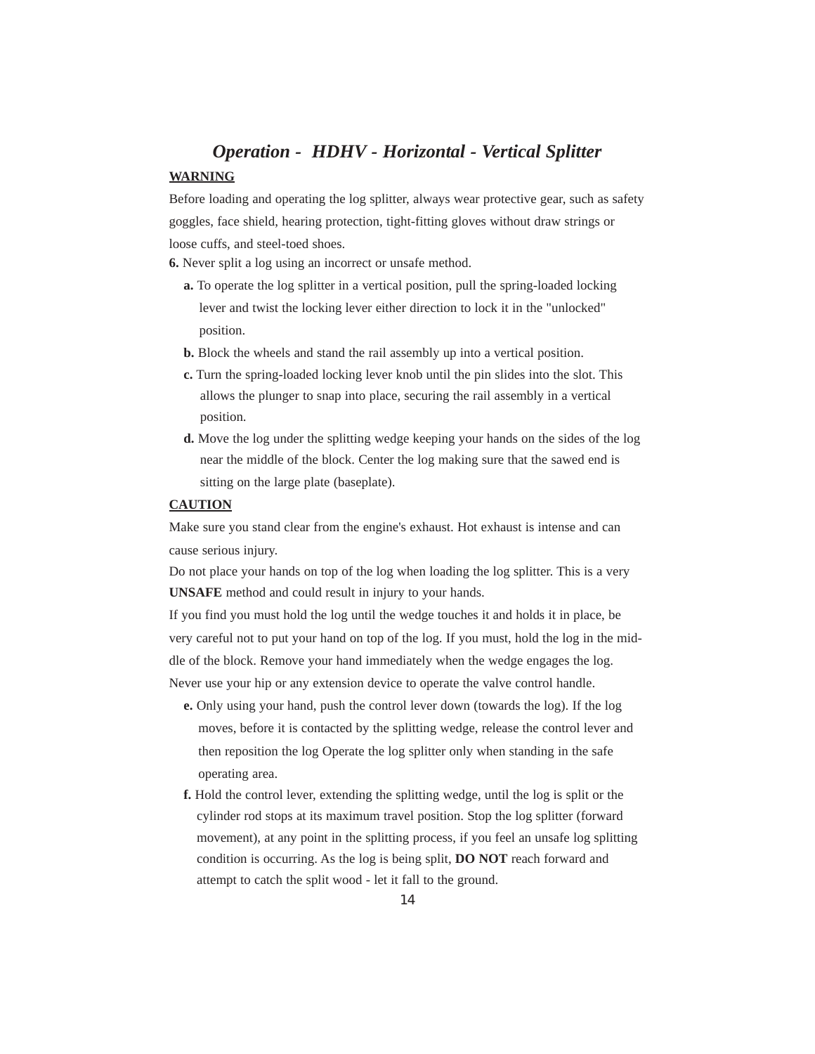## *Operation - HDHV - Horizontal - Vertical Splitter*

**WARNING**

Before loading and operating the log splitter, always wear protective gear, such as safety goggles, face shield, hearing protection, tight-fitting gloves without draw strings or loose cuffs, and steel-toed shoes.

**6.** Never split a log using an incorrect or unsafe method.

- **a.** To operate the log splitter in a vertical position, pull the spring-loaded locking lever and twist the locking lever either direction to lock it in the "unlocked" position.
- **b.** Block the wheels and stand the rail assembly up into a vertical position.
- **c.** Turn the spring-loaded locking lever knob until the pin slides into the slot. This allows the plunger to snap into place, securing the rail assembly in a vertical position.
- **d.** Move the log under the splitting wedge keeping your hands on the sides of the log near the middle of the block. Center the log making sure that the sawed end is sitting on the large plate (baseplate).

**CAUTION**

Make sure you stand clear from the engine's exhaust. Hot exhaust is intense and can cause serious injury.

Do not place your hands on top of the log when loading the log splitter. This is a very **UNSAFE** method and could result in injury to your hands.

If you find you must hold the log until the wedge touches it and holds it in place, be very careful not to put your hand on top of the log. If you must, hold the log in the middle of the block. Remove your hand immediately when the wedge engages the log.

Never use your hip or any extension device to operate the valve control handle.

- **e.** Only using your hand, push the control lever down (towards the log). If the log moves, before it is contacted by the splitting wedge, release the control lever and then reposition the log Operate the log splitter only when standing in the safe operating area.
- **f.** Hold the control lever, extending the splitting wedge, until the log is split or the cylinder rod stops at its maximum travel position. Stop the log splitter (forward movement), at any point in the splitting process, if you feel an unsafe log splitting condition is occurring. As the log is being split, **DO NOT** reach forward and attempt to catch the split wood - let it fall to the ground.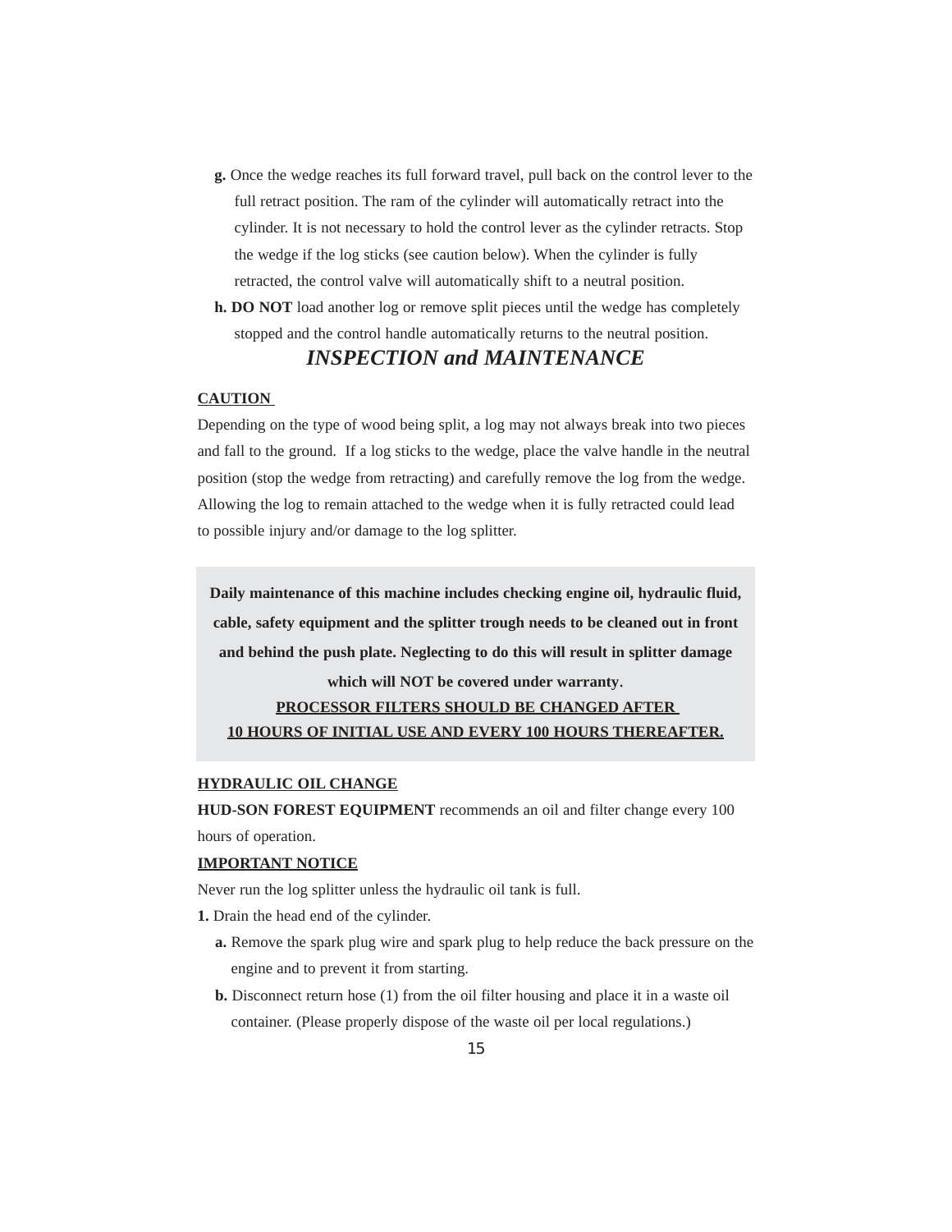**g.** Once the wedge reaches its full forward travel, pull back on the control lever to the full retract position. The ram of the cylinder will automatically retract into the cylinder. It is not necessary to hold the control lever as the cylinder retracts. Stop the wedge if the log sticks (see caution below). When the cylinder is fully retracted, the control valve will automatically shift to a neutral position.

**h. DO NOT** load another log or remove split pieces until the wedge has completely stopped and the control handle automatically returns to the neutral position.

## *INSPECTION and MAINTENANCE*

**CAUTION**

Depending on the type of wood being split, a log may not always break into two pieces and fall to the ground. If a log sticks to the wedge, place the valve handle in the neutral position (stop the wedge from retracting) and carefully remove the log from the wedge. Allowing the log to remain attached to the wedge when it is fully retracted could lead to possible injury and/or damage to the log splitter.

**Daily maintenance of this machine includes checking engine oil, hydraulic fluid, cable, safety equipment and the splitter trough needs to be cleaned out in front and behind the push plate. Neglecting to do this will result in splitter damage which will NOT be covered under warranty.**

**PROCESSOR FILTERS SHOULD BE CHANGED AFTER 10 HOURS OF INITIAL USE AND EVERY 100 HOURS THEREAFTER.**

**HYDRAULIC OIL CHANGE**

**HUD-SON FOREST EQUIPMENT** recommends an oil and filter change every 100 hours of operation.

**IMPORTANT NOTICE**

Never run the log splitter unless the hydraulic oil tank is full.

**1.** Drain the head end of the cylinder.

**a.** Remove the spark plug wire and spark plug to help reduce the back pressure on the engine and to prevent it from starting.

**b.** Disconnect return hose (1) from the oil filter housing and place it in a waste oil container. (Please properly dispose of the waste oil per local regulations.)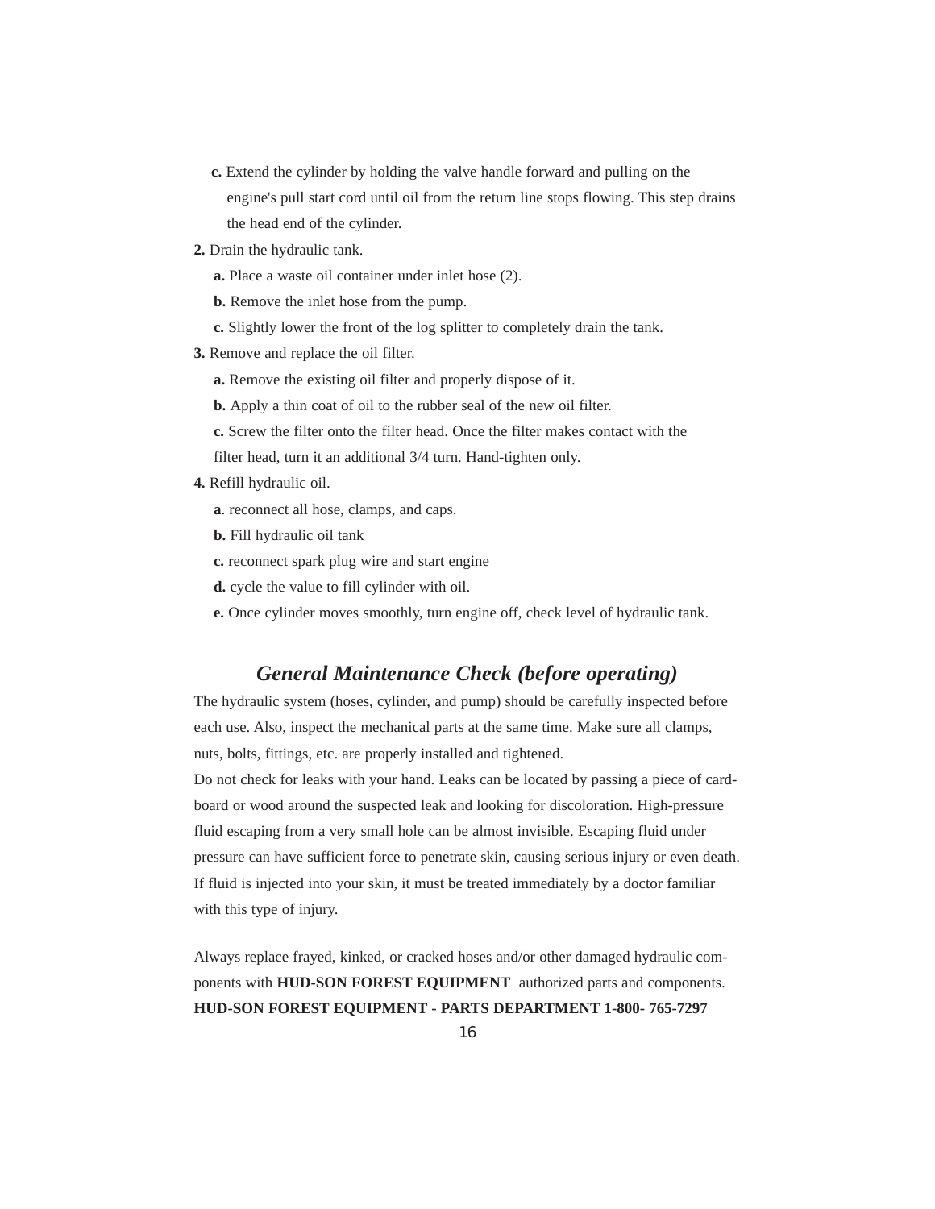**c.** Extend the cylinder by holding the valve handle forward and pulling on the engine's pull start cord until oil from the return line stops flowing. This step drains the head end of the cylinder.

**2.** Drain the hydraulic tank.

**a.** Place a waste oil container under inlet hose (2).

**b.** Remove the inlet hose from the pump.

**c.** Slightly lower the front of the log splitter to completely drain the tank.

**3.** Remove and replace the oil filter.

**a.** Remove the existing oil filter and properly dispose of it.

**b.** Apply a thin coat of oil to the rubber seal of the new oil filter.

**c.** Screw the filter onto the filter head. Once the filter makes contact with the filter head, turn it an additional 3/4 turn. Hand-tighten only.

**4.** Refill hydraulic oil.

**a**. reconnect all hose, clamps, and caps.

**b.** Fill hydraulic oil tank

**c.** reconnect spark plug wire and start engine

**d.** cycle the value to fill cylinder with oil.

**e.** Once cylinder moves smoothly, turn engine off, check level of hydraulic tank.

## *General Maintenance Check (before operating)*

The hydraulic system (hoses, cylinder, and pump) should be carefully inspected before each use. Also, inspect the mechanical parts at the same time. Make sure all clamps, nuts, bolts, fittings, etc. are properly installed and tightened.

Do not check for leaks with your hand. Leaks can be located by passing a piece of cardboard or wood around the suspected leak and looking for discoloration. High-pressure fluid escaping from a very small hole can be almost invisible. Escaping fluid under pressure can have sufficient force to penetrate skin, causing serious injury or even death. If fluid is injected into your skin, it must be treated immediately by a doctor familiar with this type of injury.

Always replace frayed, kinked, or cracked hoses and/or other damaged hydraulic components with **HUD-SON FOREST EQUIPMENT** authorized parts and components.

**HUD-SON FOREST EQUIPMENT - PARTS DEPARTMENT 1-800- 765-7297**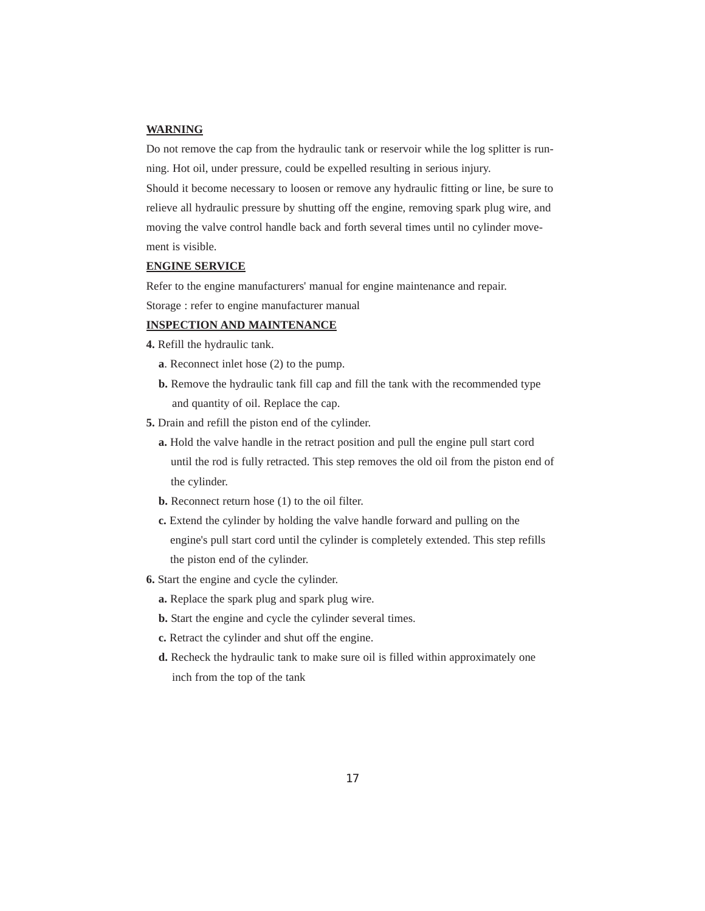**WARNING**

Do not remove the cap from the hydraulic tank or reservoir while the log splitter is running. Hot oil, under pressure, could be expelled resulting in serious injury.

Should it become necessary to loosen or remove any hydraulic fitting or line, be sure to relieve all hydraulic pressure by shutting off the engine, removing spark plug wire, and moving the valve control handle back and forth several times until no cylinder movement is visible.

**ENGINE SERVICE**

Refer to the engine manufacturers' manual for engine maintenance and repair.

Storage : refer to engine manufacturer manual

**INSPECTION AND MAINTENANCE**

**4.** Refill the hydraulic tank.

- **a**. Reconnect inlet hose (2) to the pump.
- **b.** Remove the hydraulic tank fill cap and fill the tank with the recommended type and quantity of oil. Replace the cap.

**5.** Drain and refill the piston end of the cylinder.

- **a.** Hold the valve handle in the retract position and pull the engine pull start cord until the rod is fully retracted. This step removes the old oil from the piston end of the cylinder.
- **b.** Reconnect return hose (1) to the oil filter.
- **c.** Extend the cylinder by holding the valve handle forward and pulling on the engine's pull start cord until the cylinder is completely extended. This step refills the piston end of the cylinder.

**6.** Start the engine and cycle the cylinder.

- **a.** Replace the spark plug and spark plug wire.
- **b.** Start the engine and cycle the cylinder several times.
- **c.** Retract the cylinder and shut off the engine.
- **d.** Recheck the hydraulic tank to make sure oil is filled within approximately one inch from the top of the tank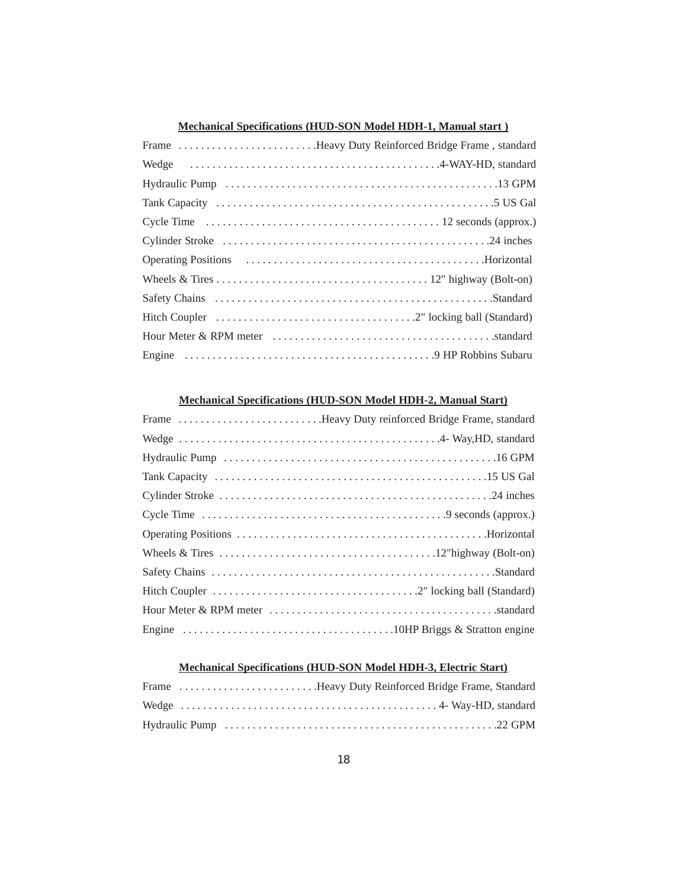**Mechanical Specifications (HUD-SON Model HDH-1, Manual start )**

Frame . . . . . . . . . . . . . . . . . . . . . . . . .Heavy Duty Reinforced Bridge Frame , standard

Wedge . . . . . . . . . . . . . . . . . . . . . . . . . . . . . . . . . . . . . . . . . . . . .4-WAY-HD, standard

Hydraulic Pump . . . . . . . . . . . . . . . . . . . . . . . . . . . . . . . . . . . . . . . . . . . . . . . . .13 GPM

Tank Capacity . . . . . . . . . . . . . . . . . . . . . . . . . . . . . . . . . . . . . . . . . . . . . . . . . .5 US Gal

Cycle Time . . . . . . . . . . . . . . . . . . . . . . . . . . . . . . . . . . . . . . . . . . 12 seconds (approx.)

Cylinder Stroke . . . . . . . . . . . . . . . . . . . . . . . . . . . . . . . . . . . . . . . . . . . . . . . .24 inches

Operating Positions . . . . . . . . . . . . . . . . . . . . . . . . . . . . . . . . . . . . . . . . . .Horizontal

Wheels & Tires . . . . . . . . . . . . . . . . . . . . . . . . . . . . . . . . . . . . . . 12" highway (Bolt-on)

Safety Chains . . . . . . . . . . . . . . . . . . . . . . . . . . . . . . . . . . . . . . . . . . . . . . . . . .Standard

Hitch Coupler . . . . . . . . . . . . . . . . . . . . . . . . . . . . . . . . . . . .2" locking ball (Standard)

Hour Meter & RPM meter . . . . . . . . . . . . . . . . . . . . . . . . . . . . . . . . . . . . . . . .standard

Engine . . . . . . . . . . . . . . . . . . . . . . . . . . . . . . . . . . . . . . . . . . . . .9 HP Robbins Subaru

**Mechanical Specifications (HUD-SON Model HDH-2, Manual Start)**

Frame . . . . . . . . . . . . . . . . . . . . . . . . . .Heavy Duty reinforced Bridge Frame, standard

Wedge . . . . . . . . . . . . . . . . . . . . . . . . . . . . . . . . . . . . . . . . . . . . . . .4- Way,HD, standard

Hydraulic Pump . . . . . . . . . . . . . . . . . . . . . . . . . . . . . . . . . . . . . . . . . . . . . . . . .16 GPM

Tank Capacity . . . . . . . . . . . . . . . . . . . . . . . . . . . . . . . . . . . . . . . . . . . . . . . . .15 US Gal

Cylinder Stroke . . . . . . . . . . . . . . . . . . . . . . . . . . . . . . . . . . . . . . . . . . . . . . . .24 inches

Cycle Time . . . . . . . . . . . . . . . . . . . . . . . . . . . . . . . . . . . . . . . . . . . .9 seconds (approx.)

Operating Positions . . . . . . . . . . . . . . . . . . . . . . . . . . . . . . . . . . . . . . . . . . . .Horizontal

Wheels & Tires . . . . . . . . . . . . . . . . . . . . . . . . . . . . . . . . . . . . . . .12"highway (Bolt-on)

Safety Chains . . . . . . . . . . . . . . . . . . . . . . . . . . . . . . . . . . . . . . . . . . . . . . . . . . .Standard

Hitch Coupler . . . . . . . . . . . . . . . . . . . . . . . . . . . . . . . . . . . . .2" locking ball (Standard)

Hour Meter & RPM meter . . . . . . . . . . . . . . . . . . . . . . . . . . . . . . . . . . . . . . . . .standard

Engine . . . . . . . . . . . . . . . . . . . . . . . . . . . . . . . . . . . . . .10HP Briggs & Stratton engine

**Mechanical Specifications (HUD-SON Model HDH-3, Electric Start)**

Frame . . . . . . . . . . . . . . . . . . . . . . . . .Heavy Duty Reinforced Bridge Frame, Standard

Wedge . . . . . . . . . . . . . . . . . . . . . . . . . . . . . . . . . . . . . . . . . . . . . . 4- Way-HD, standard

Hydraulic Pump . . . . . . . . . . . . . . . . . . . . . . . . . . . . . . . . . . . . . . . . . . . . . . . . .22 GPM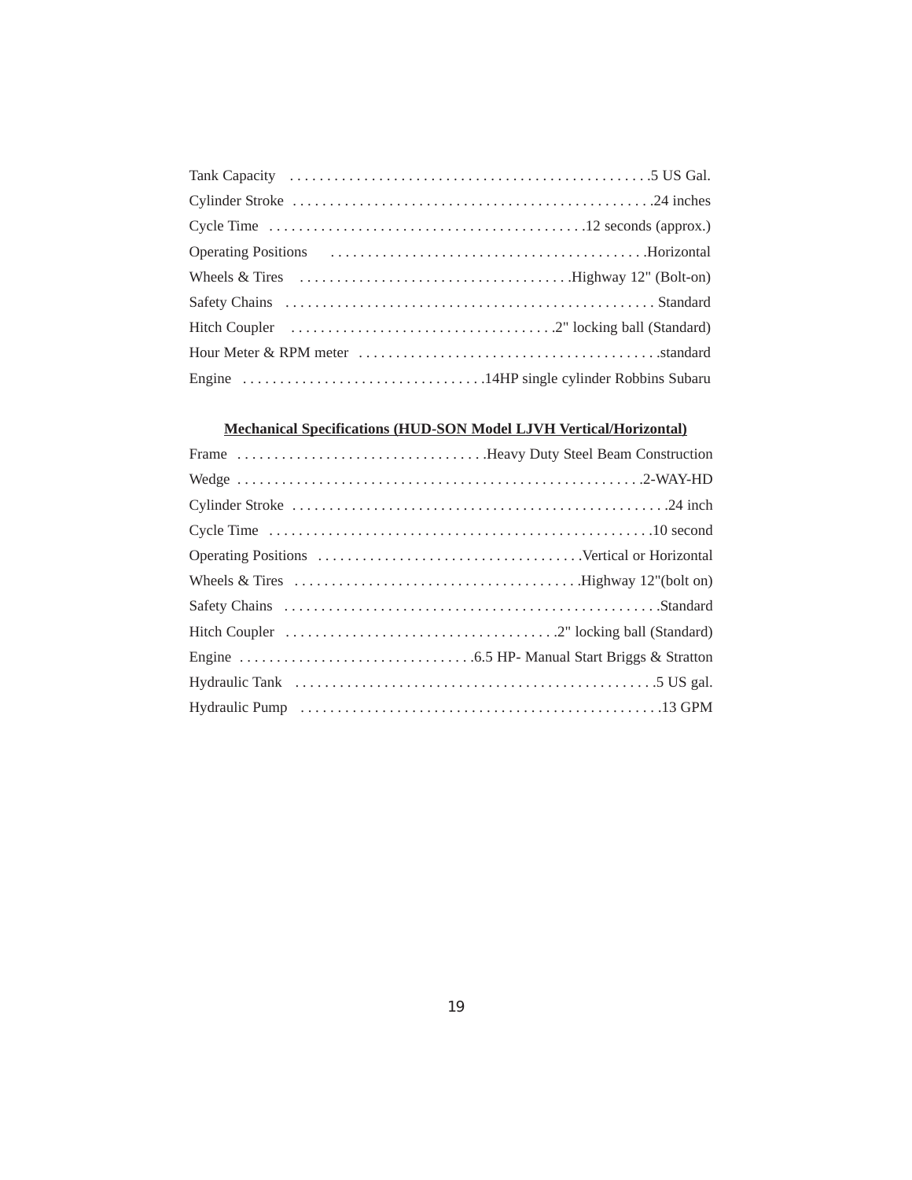Tank Capacity . . . . . . . . . . . . . . . . . . . . . . . . . . . . . . . . . . . . . . . . . . . . . . . .5 US Gal.
Cylinder Stroke . . . . . . . . . . . . . . . . . . . . . . . . . . . . . . . . . . . . . . . . . . . . . . . .24 inches
Cycle Time . . . . . . . . . . . . . . . . . . . . . . . . . . . . . . . . . . . . . . . . . .12 seconds (approx.)
Operating Positions . . . . . . . . . . . . . . . . . . . . . . . . . . . . . . . . . . . . . . . . .Horizontal
Wheels & Tires . . . . . . . . . . . . . . . . . . . . . . . . . . . . . . . . . . . .Highway 12" (Bolt-on)
Safety Chains . . . . . . . . . . . . . . . . . . . . . . . . . . . . . . . . . . . . . . . . . . . . . . . . . Standard
Hitch Coupler . . . . . . . . . . . . . . . . . . . . . . . . . . . . . . . . . . .2" locking ball (Standard)
Hour Meter & RPM meter . . . . . . . . . . . . . . . . . . . . . . . . . . . . . . . . . . . . . . . .standard
Engine . . . . . . . . . . . . . . . . . . . . . . . . . . . . . . . . .14HP single cylinder Robbins Subaru

**Mechanical Specifications (HUD-SON Model LJVH Vertical/Horizontal)**

Frame . . . . . . . . . . . . . . . . . . . . . . . . . . . . . . . . . .Heavy Duty Steel Beam Construction
Wedge . . . . . . . . . . . . . . . . . . . . . . . . . . . . . . . . . . . . . . . . . . . . . . . . . . . . . .2-WAY-HD
Cylinder Stroke . . . . . . . . . . . . . . . . . . . . . . . . . . . . . . . . . . . . . . . . . . . . . . . . . . .24 inch
Cycle Time . . . . . . . . . . . . . . . . . . . . . . . . . . . . . . . . . . . . . . . . . . . . . . . . . . . .10 second
Operating Positions . . . . . . . . . . . . . . . . . . . . . . . . . . . . . . . . . . . .Vertical or Horizontal
Wheels & Tires . . . . . . . . . . . . . . . . . . . . . . . . . . . . . . . . . . . . . . .Highway 12"(bolt on)
Safety Chains . . . . . . . . . . . . . . . . . . . . . . . . . . . . . . . . . . . . . . . . . . . . . . . . . . .Standard
Hitch Coupler . . . . . . . . . . . . . . . . . . . . . . . . . . . . . . . . . . . . .2" locking ball (Standard)
Engine . . . . . . . . . . . . . . . . . . . . . . . . . . . . . . . . .6.5 HP- Manual Start Briggs & Stratton
Hydraulic Tank . . . . . . . . . . . . . . . . . . . . . . . . . . . . . . . . . . . . . . . . . . . . . . . . .5 US gal.
Hydraulic Pump . . . . . . . . . . . . . . . . . . . . . . . . . . . . . . . . . . . . . . . . . . . . . . . . .13 GPM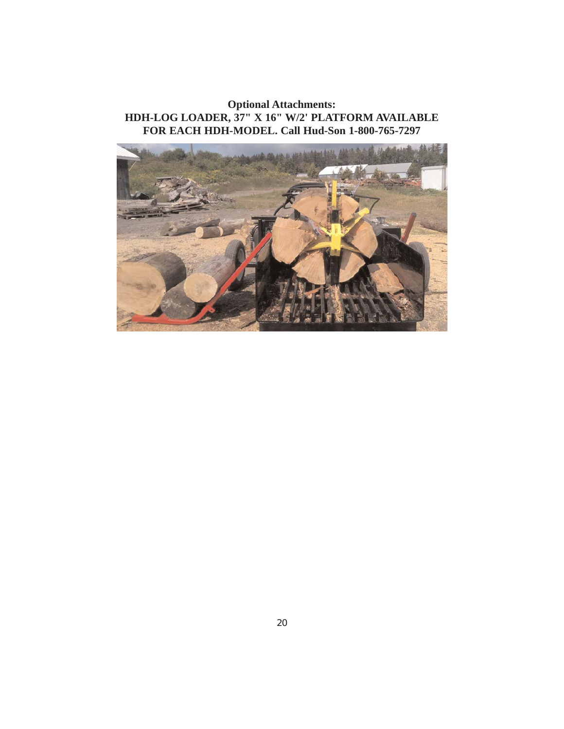**Optional Attachments:**
**HDH-LOG LOADER, 37" X 16" W/2' PLATFORM AVAILABLE FOR EACH HDH-MODEL. Call Hud-Son 1-800-765-7297**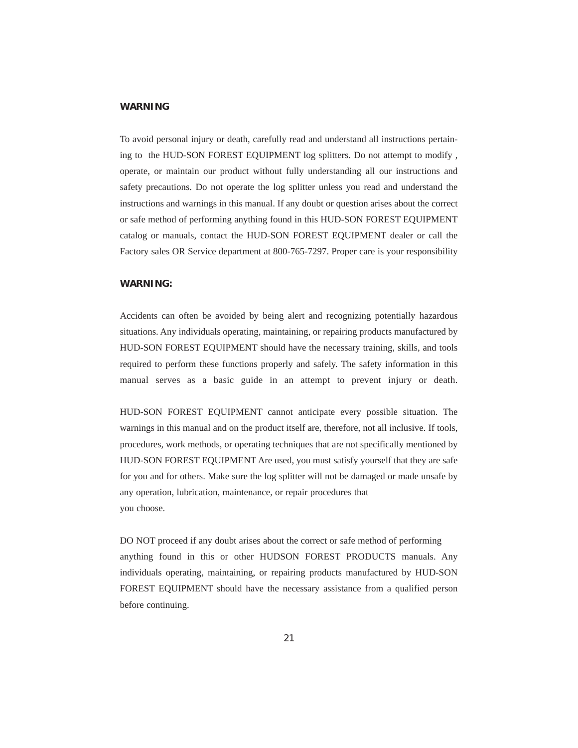**WARNING**

To avoid personal injury or death, carefully read and understand all instructions pertaining to the HUD-SON FOREST EQUIPMENT log splitters. Do not attempt to modify , operate, or maintain our product without fully understanding all our instructions and safety precautions. Do not operate the log splitter unless you read and understand the instructions and warnings in this manual. If any doubt or question arises about the correct or safe method of performing anything found in this HUD-SON FOREST EQUIPMENT catalog or manuals, contact the HUD-SON FOREST EQUIPMENT dealer or call the Factory sales OR Service department at 800-765-7297. Proper care is your responsibility

**WARNING:**

Accidents can often be avoided by being alert and recognizing potentially hazardous situations. Any individuals operating, maintaining, or repairing products manufactured by HUD-SON FOREST EQUIPMENT should have the necessary training, skills, and tools required to perform these functions properly and safely. The safety information in this manual serves as a basic guide in an attempt to prevent injury or death.

HUD-SON FOREST EQUIPMENT cannot anticipate every possible situation. The warnings in this manual and on the product itself are, therefore, not all inclusive. If tools, procedures, work methods, or operating techniques that are not specifically mentioned by HUD-SON FOREST EQUIPMENT Are used, you must satisfy yourself that they are safe for you and for others. Make sure the log splitter will not be damaged or made unsafe by any operation, lubrication, maintenance, or repair procedures that you choose.

DO NOT proceed if any doubt arises about the correct or safe method of performing anything found in this or other HUDSON FOREST PRODUCTS manuals. Any individuals operating, maintaining, or repairing products manufactured by HUD-SON FOREST EQUIPMENT should have the necessary assistance from a qualified person before continuing.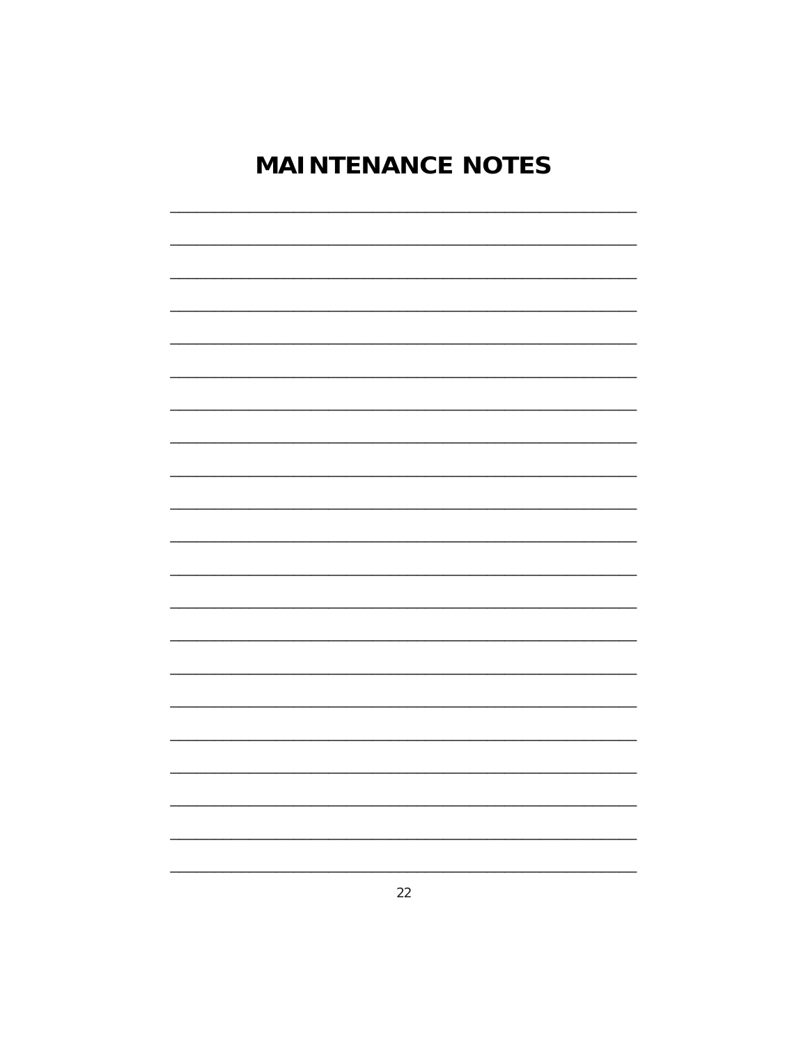# MAINTENANCE NOTES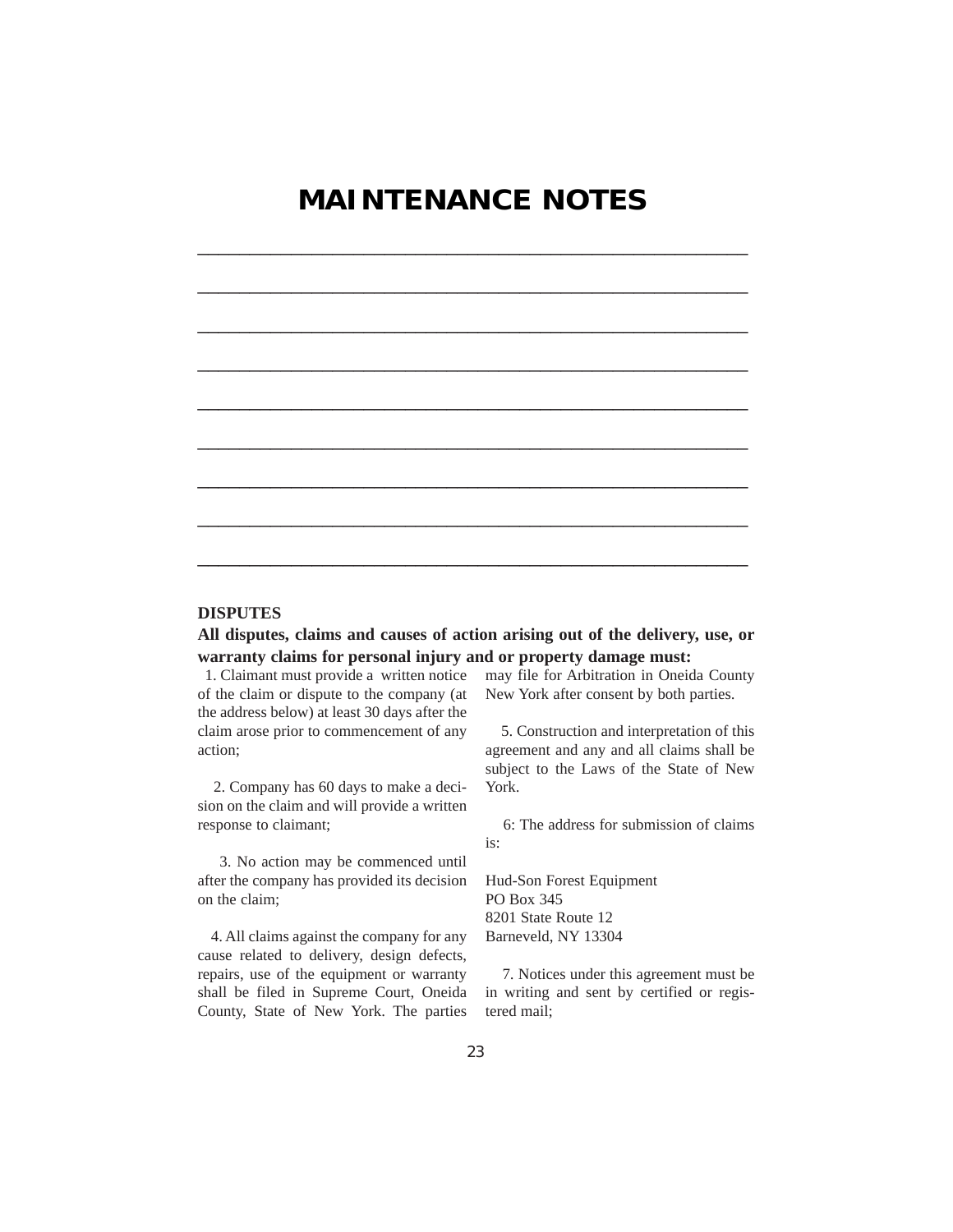# MAINTENANCE NOTES

_____________________________________________________________

_____________________________________________________________

_____________________________________________________________

_____________________________________________________________

_____________________________________________________________

_____________________________________________________________

_____________________________________________________________

_____________________________________________________________

_____________________________________________________________

**DISPUTES**

**All disputes, claims and causes of action arising out of the delivery, use, or warranty claims for personal injury and or property damage must:**

1. Claimant must provide a written notice of the claim or dispute to the company (at the address below) at least 30 days after the claim arose prior to commencement of any action;

2. Company has 60 days to make a decision on the claim and will provide a written response to claimant;

3. No action may be commenced until after the company has provided its decision on the claim;

4. All claims against the company for any cause related to delivery, design defects, repairs, use of the equipment or warranty shall be filed in Supreme Court, Oneida County, State of New York. The parties may file for Arbitration in Oneida County New York after consent by both parties.

5. Construction and interpretation of this agreement and any and all claims shall be subject to the Laws of the State of New York.

6: The address for submission of claims is:

Hud-Son Forest Equipment
PO Box 345
8201 State Route 12
Barneveld, NY 13304

7. Notices under this agreement must be in writing and sent by certified or registered mail;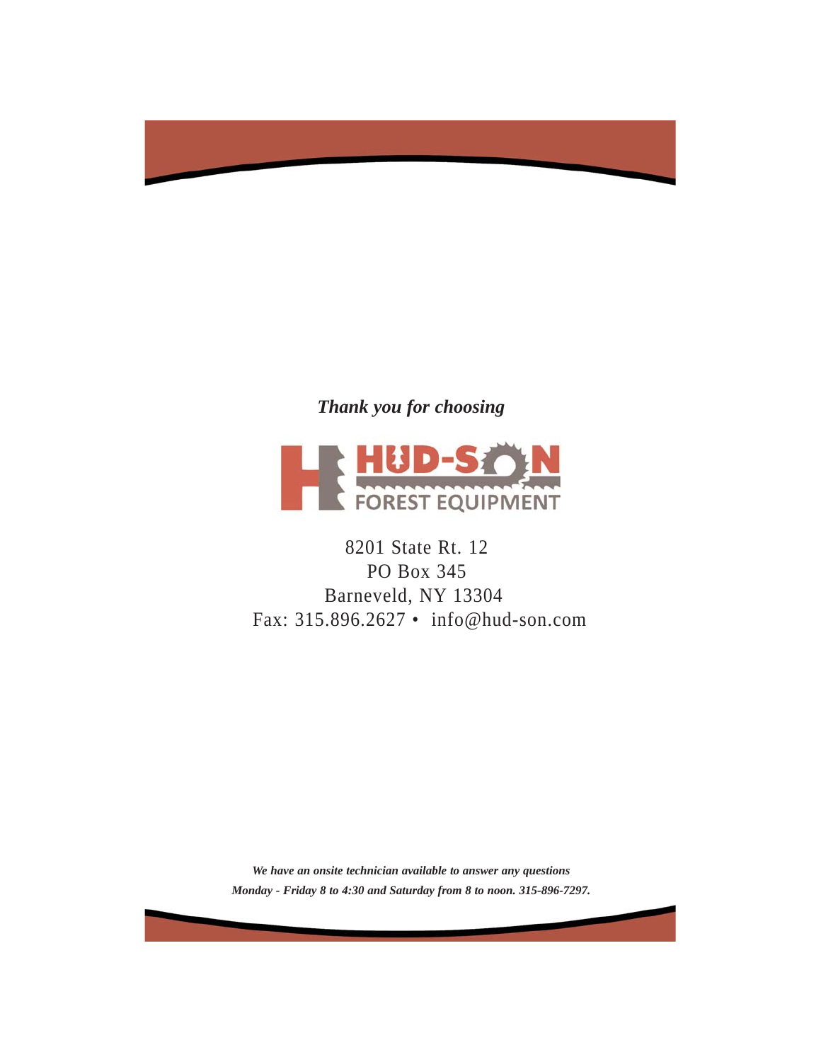*Thank you for choosing*

**HUD-SON**
**FOREST EQUIPMENT**

8201 State Rt. 12
PO Box 345
Barneveld, NY 13304
Fax: 315.896.2627 • info@hud-son.com

***We have an onsite technician available to answer any questions***
***Monday - Friday 8 to 4:30 and Saturday from 8 to noon. 315-896-7297.***